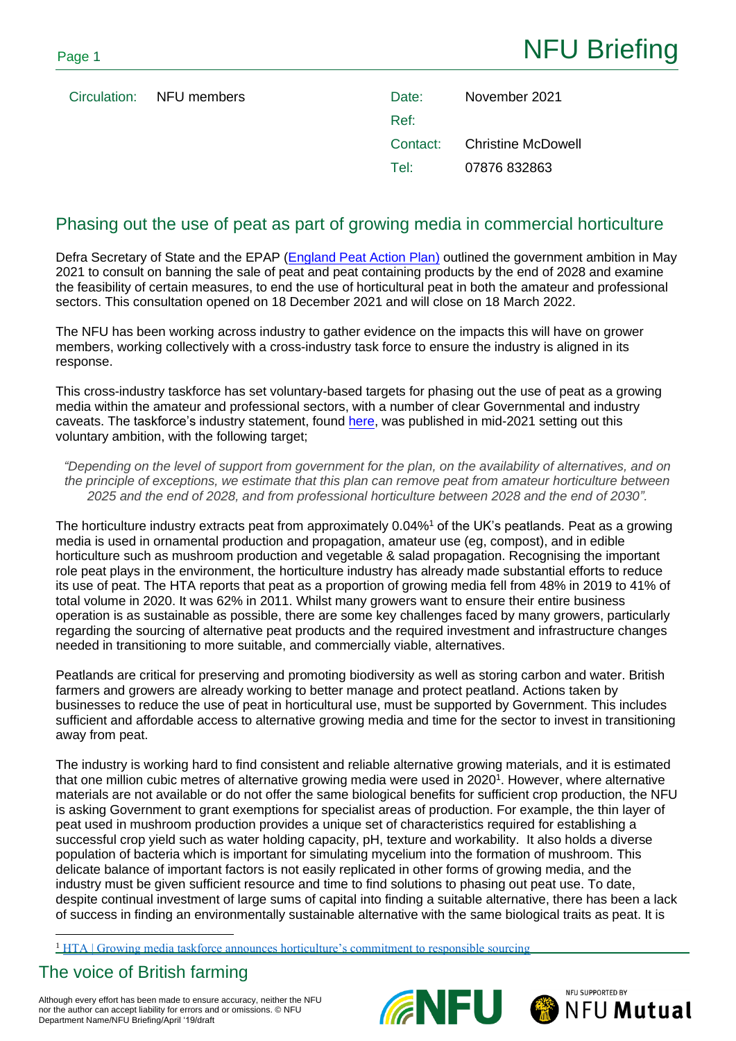# NFU Briefing

| | | | |
|---|---|---|---|
| Circulation: | NFU members | Date: | November 2021 |
| | | Ref: | |
| | | Contact: | Christine McDowell |
| | | Tel: | 07876 832863 |

## Phasing out the use of peat as part of growing media in commercial horticulture

Defra Secretary of State and the EPAP (England Peat Action Plan) outlined the government ambition in May 2021 to consult on banning the sale of peat and peat containing products by the end of 2028 and examine the feasibility of certain measures, to end the use of horticultural peat in both the amateur and professional sectors. This consultation opened on 18 December 2021 and will close on 18 March 2022.

The NFU has been working across industry to gather evidence on the impacts this will have on grower members, working collectively with a cross-industry task force to ensure the industry is aligned in its response.

This cross-industry taskforce has set voluntary-based targets for phasing out the use of peat as a growing media within the amateur and professional sectors, with a number of clear Governmental and industry caveats. The taskforce's industry statement, found here, was published in mid-2021 setting out this voluntary ambition, with the following target;

*"Depending on the level of support from government for the plan, on the availability of alternatives, and on the principle of exceptions, we estimate that this plan can remove peat from amateur horticulture between 2025 and the end of 2028, and from professional horticulture between 2028 and the end of 2030".*

The horticulture industry extracts peat from approximately 0.04%[1] of the UK's peatlands. Peat as a growing media is used in ornamental production and propagation, amateur use (eg, compost), and in edible horticulture such as mushroom production and vegetable & salad propagation. Recognising the important role peat plays in the environment, the horticulture industry has already made substantial efforts to reduce its use of peat. The HTA reports that peat as a proportion of growing media fell from 48% in 2019 to 41% of total volume in 2020. It was 62% in 2011. Whilst many growers want to ensure their entire business operation is as sustainable as possible, there are some key challenges faced by many growers, particularly regarding the sourcing of alternative peat products and the required investment and infrastructure changes needed in transitioning to more suitable, and commercially viable, alternatives.

Peatlands are critical for preserving and promoting biodiversity as well as storing carbon and water. British farmers and growers are already working to better manage and protect peatland. Actions taken by businesses to reduce the use of peat in horticultural use, must be supported by Government. This includes sufficient and affordable access to alternative growing media and time for the sector to invest in transitioning away from peat.

The industry is working hard to find consistent and reliable alternative growing materials, and it is estimated that one million cubic metres of alternative growing media were used in 2020[1]. However, where alternative materials are not available or do not offer the same biological benefits for sufficient crop production, the NFU is asking Government to grant exemptions for specialist areas of production. For example, the thin layer of peat used in mushroom production provides a unique set of characteristics required for establishing a successful crop yield such as water holding capacity, pH, texture and workability. It also holds a diverse population of bacteria which is important for simulating mycelium into the formation of mushroom. This delicate balance of important factors is not easily replicated in other forms of growing media, and the industry must be given sufficient resource and time to find solutions to phasing out peat use. To date, despite continual investment of large sums of capital into finding a suitable alternative, there has been a lack of success in finding an environmentally sustainable alternative with the same biological traits as peat. It is

[1] HTA | Growing media taskforce announces horticulture's commitment to responsible sourcing

The voice of British farming

Although every effort has been made to ensure accuracy, neither the NFU nor the author can accept liability for errors and or omissions. © NFU Department Name/NFU Briefing/April '19/draft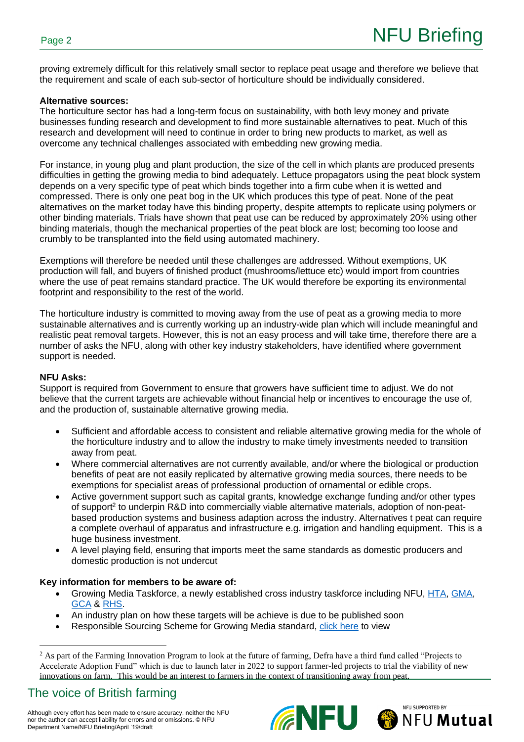proving extremely difficult for this relatively small sector to replace peat usage and therefore we believe that the requirement and scale of each sub-sector of horticulture should be individually considered.

**Alternative sources:**
The horticulture sector has had a long-term focus on sustainability, with both levy money and private businesses funding research and development to find more sustainable alternatives to peat. Much of this research and development will need to continue in order to bring new products to market, as well as overcome any technical challenges associated with embedding new growing media.

For instance, in young plug and plant production, the size of the cell in which plants are produced presents difficulties in getting the growing media to bind adequately. Lettuce propagators using the peat block system depends on a very specific type of peat which binds together into a firm cube when it is wetted and compressed. There is only one peat bog in the UK which produces this type of peat. None of the peat alternatives on the market today have this binding property, despite attempts to replicate using polymers or other binding materials. Trials have shown that peat use can be reduced by approximately 20% using other binding materials, though the mechanical properties of the peat block are lost; becoming too loose and crumbly to be transplanted into the field using automated machinery.

Exemptions will therefore be needed until these challenges are addressed. Without exemptions, UK production will fall, and buyers of finished product (mushrooms/lettuce etc) would import from countries where the use of peat remains standard practice. The UK would therefore be exporting its environmental footprint and responsibility to the rest of the world.

The horticulture industry is committed to moving away from the use of peat as a growing media to more sustainable alternatives and is currently working up an industry-wide plan which will include meaningful and realistic peat removal targets. However, this is not an easy process and will take time, therefore there are a number of asks the NFU, along with other key industry stakeholders, have identified where government support is needed.

**NFU Asks:**
Support is required from Government to ensure that growers have sufficient time to adjust. We do not believe that the current targets are achievable without financial help or incentives to encourage the use of, and the production of, sustainable alternative growing media.

- Sufficient and affordable access to consistent and reliable alternative growing media for the whole of the horticulture industry and to allow the industry to make timely investments needed to transition away from peat.
- Where commercial alternatives are not currently available, and/or where the biological or production benefits of peat are not easily replicated by alternative growing media sources, there needs to be exemptions for specialist areas of professional production of ornamental or edible crops.
- Active government support such as capital grants, knowledge exchange funding and/or other types of support[2] to underpin R&D into commercially viable alternative materials, adoption of non-peat-based production systems and business adaption across the industry. Alternatives t peat can require a complete overhaul of apparatus and infrastructure e.g. irrigation and handling equipment. This is a huge business investment.
- A level playing field, ensuring that imports meet the same standards as domestic producers and domestic production is not undercut

**Key information for members to be aware of:**

- Growing Media Taskforce, a newly established cross industry taskforce including NFU, HTA, GMA, GCA & RHS.
- An industry plan on how these targets will be achieve is due to be published soon
- Responsible Sourcing Scheme for Growing Media standard, click here to view

[2] As part of the Farming Innovation Program to look at the future of farming, Defra have a third fund called "Projects to Accelerate Adoption Fund" which is due to launch later in 2022 to support farmer-led projects to trial the viability of new innovations on farm. This would be an interest to farmers in the context of transitioning away from peat.